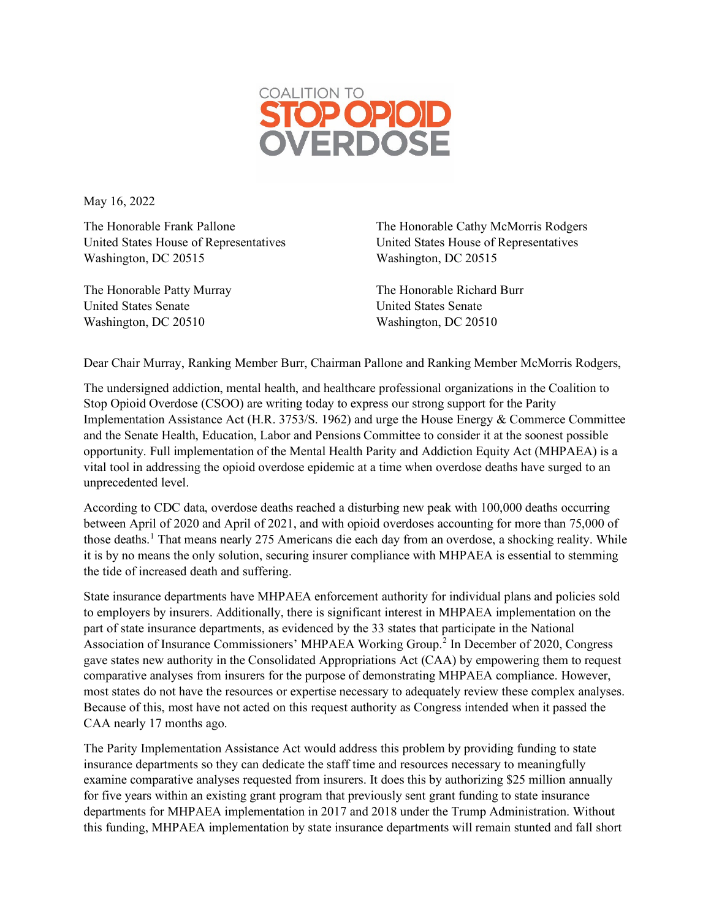COALITION TO **STOP OPIOID OVERDOSE**

May 16, 2022

The Honorable Frank Pallone
United States House of Representatives
Washington, DC 20515

The Honorable Cathy McMorris Rodgers
United States House of Representatives
Washington, DC 20515

The Honorable Patty Murray
United States Senate
Washington, DC 20510

The Honorable Richard Burr
United States Senate
Washington, DC 20510

Dear Chair Murray, Ranking Member Burr, Chairman Pallone and Ranking Member McMorris Rodgers,

The undersigned addiction, mental health, and healthcare professional organizations in the Coalition to Stop Opioid Overdose (CSOO) are writing today to express our strong support for the Parity Implementation Assistance Act (H.R. 3753/S. 1962) and urge the House Energy & Commerce Committee and the Senate Health, Education, Labor and Pensions Committee to consider it at the soonest possible opportunity. Full implementation of the Mental Health Parity and Addiction Equity Act (MHPAEA) is a vital tool in addressing the opioid overdose epidemic at a time when overdose deaths have surged to an unprecedented level.

According to CDC data, overdose deaths reached a disturbing new peak with 100,000 deaths occurring between April of 2020 and April of 2021, and with opioid overdoses accounting for more than 75,000 of those deaths.[1] That means nearly 275 Americans die each day from an overdose, a shocking reality. While it is by no means the only solution, securing insurer compliance with MHPAEA is essential to stemming the tide of increased death and suffering.

State insurance departments have MHPAEA enforcement authority for individual plans and policies sold to employers by insurers. Additionally, there is significant interest in MHPAEA implementation on the part of state insurance departments, as evidenced by the 33 states that participate in the National Association of Insurance Commissioners' MHPAEA Working Group.[2] In December of 2020, Congress gave states new authority in the Consolidated Appropriations Act (CAA) by empowering them to request comparative analyses from insurers for the purpose of demonstrating MHPAEA compliance. However, most states do not have the resources or expertise necessary to adequately review these complex analyses. Because of this, most have not acted on this request authority as Congress intended when it passed the CAA nearly 17 months ago.

The Parity Implementation Assistance Act would address this problem by providing funding to state insurance departments so they can dedicate the staff time and resources necessary to meaningfully examine comparative analyses requested from insurers. It does this by authorizing $25 million annually for five years within an existing grant program that previously sent grant funding to state insurance departments for MHPAEA implementation in 2017 and 2018 under the Trump Administration. Without this funding, MHPAEA implementation by state insurance departments will remain stunted and fall short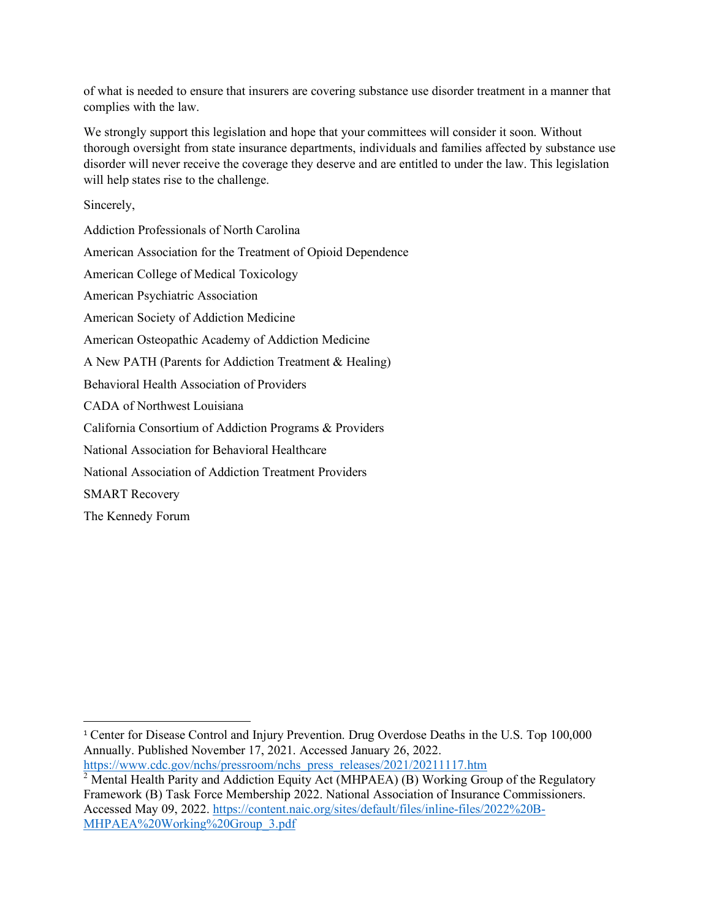of what is needed to ensure that insurers are covering substance use disorder treatment in a manner that complies with the law.

We strongly support this legislation and hope that your committees will consider it soon. Without thorough oversight from state insurance departments, individuals and families affected by substance use disorder will never receive the coverage they deserve and are entitled to under the law. This legislation will help states rise to the challenge.

Sincerely,

Addiction Professionals of North Carolina

American Association for the Treatment of Opioid Dependence

American College of Medical Toxicology

American Psychiatric Association

American Society of Addiction Medicine

American Osteopathic Academy of Addiction Medicine

A New PATH (Parents for Addiction Treatment & Healing)

Behavioral Health Association of Providers

CADA of Northwest Louisiana

California Consortium of Addiction Programs & Providers

National Association for Behavioral Healthcare

National Association of Addiction Treatment Providers

SMART Recovery

The Kennedy Forum

---

[1] Center for Disease Control and Injury Prevention. Drug Overdose Deaths in the U.S. Top 100,000 Annually. Published November 17, 2021. Accessed January 26, 2022. https://www.cdc.gov/nchs/pressroom/nchs_press_releases/2021/20211117.htm

[2] Mental Health Parity and Addiction Equity Act (MHPAEA) (B) Working Group of the Regulatory Framework (B) Task Force Membership 2022. National Association of Insurance Commissioners. Accessed May 09, 2022. https://content.naic.org/sites/default/files/inline-files/2022%20B-MHPAEA%20Working%20Group_3.pdf